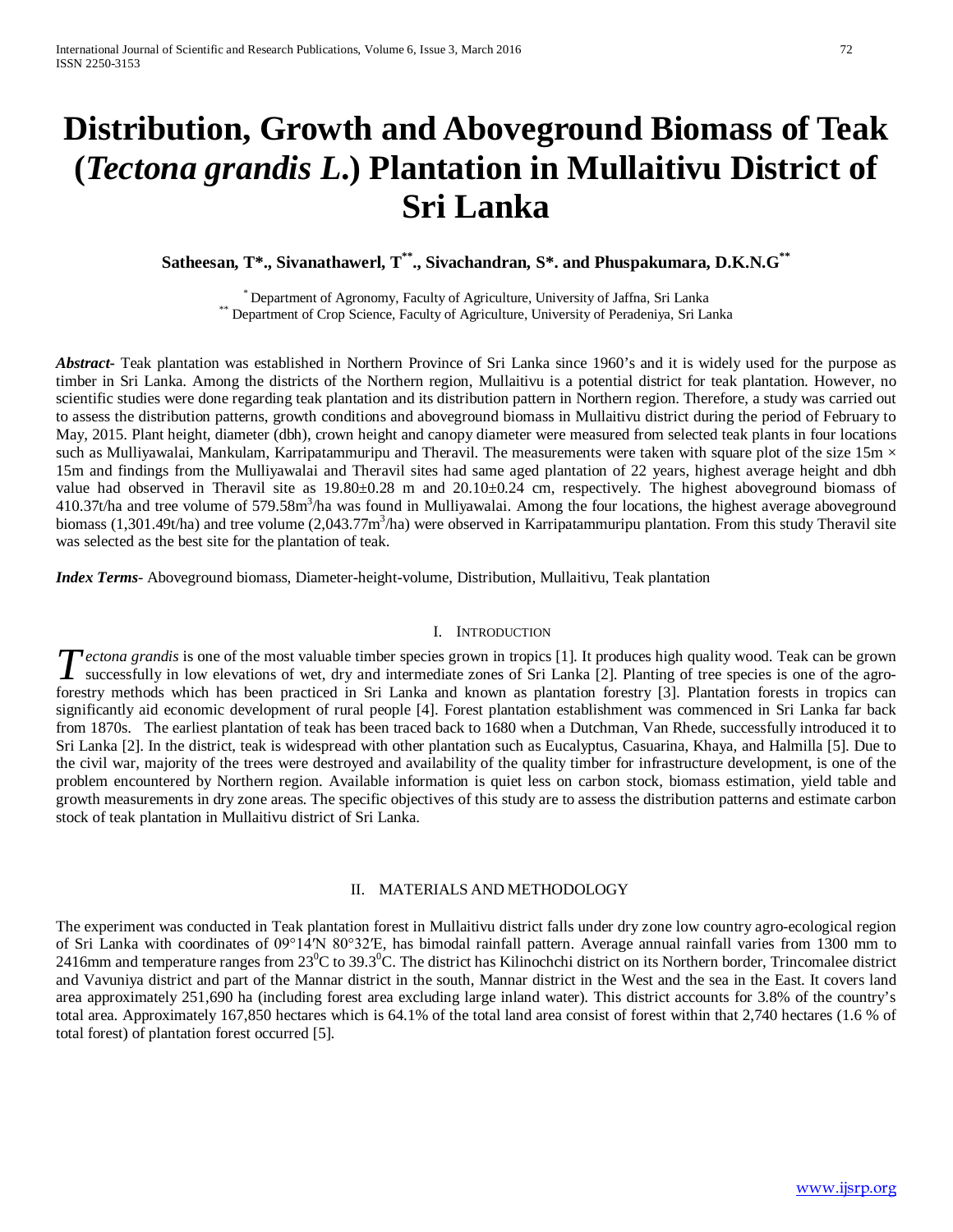# Distribution, Growth and Aboveground Biomass of Teak (*Tectona grandis L.*) Plantation in Mullaitivu District of Sri Lanka

**Satheesan, T*., Sivanathawerl, T**., Sivachandran, S*. and Phuspakumara, D.K.N.G****

\* Department of Agronomy, Faculty of Agriculture, University of Jaffna, Sri Lanka
** Department of Crop Science, Faculty of Agriculture, University of Peradeniya, Sri Lanka

***Abstract*-** Teak plantation was established in Northern Province of Sri Lanka since 1960's and it is widely used for the purpose as timber in Sri Lanka. Among the districts of the Northern region, Mullaitivu is a potential district for teak plantation. However, no scientific studies were done regarding teak plantation and its distribution pattern in Northern region. Therefore, a study was carried out to assess the distribution patterns, growth conditions and aboveground biomass in Mullaitivu district during the period of February to May, 2015. Plant height, diameter (dbh), crown height and canopy diameter were measured from selected teak plants in four locations such as Mulliyawalai, Mankulam, Karripatammuripu and Theravil. The measurements were taken with square plot of the size 15m × 15m and findings from the Mulliyawalai and Theravil sites had same aged plantation of 22 years, highest average height and dbh value had observed in Theravil site as 19.80±0.28 m and 20.10±0.24 cm, respectively. The highest aboveground biomass of 410.37t/ha and tree volume of 579.58m$^3$/ha was found in Mulliyawalai. Among the four locations, the highest average aboveground biomass (1,301.49t/ha) and tree volume (2,043.77m$^3$/ha) were observed in Karripatammuripu plantation. From this study Theravil site was selected as the best site for the plantation of teak.

***Index Terms*-** Aboveground biomass, Diameter-height-volume, Distribution, Mullaitivu, Teak plantation

## I. Introduction

*Tectona grandis* is one of the most valuable timber species grown in tropics [1]. It produces high quality wood. Teak can be grown successfully in low elevations of wet, dry and intermediate zones of Sri Lanka [2]. Planting of tree species is one of the agro-forestry methods which has been practiced in Sri Lanka and known as plantation forestry [3]. Plantation forests in tropics can significantly aid economic development of rural people [4]. Forest plantation establishment was commenced in Sri Lanka far back from 1870s. The earliest plantation of teak has been traced back to 1680 when a Dutchman, Van Rhede, successfully introduced it to Sri Lanka [2]. In the district, teak is widespread with other plantation such as Eucalyptus, Casuarina, Khaya, and Halmilla [5]. Due to the civil war, majority of the trees were destroyed and availability of the quality timber for infrastructure development, is one of the problem encountered by Northern region. Available information is quiet less on carbon stock, biomass estimation, yield table and growth measurements in dry zone areas. The specific objectives of this study are to assess the distribution patterns and estimate carbon stock of teak plantation in Mullaitivu district of Sri Lanka.

## II. Materials and Methodology

The experiment was conducted in Teak plantation forest in Mullaitivu district falls under dry zone low country agro-ecological region of Sri Lanka with coordinates of 09°14′N 80°32′E, has bimodal rainfall pattern. Average annual rainfall varies from 1300 mm to 2416mm and temperature ranges from 23$^0$C to 39.3$^0$C. The district has Kilinochchi district on its Northern border, Trincomalee district and Vavuniya district and part of the Mannar district in the south, Mannar district in the West and the sea in the East. It covers land area approximately 251,690 ha (including forest area excluding large inland water). This district accounts for 3.8% of the country's total area. Approximately 167,850 hectares which is 64.1% of the total land area consist of forest within that 2,740 hectares (1.6 % of total forest) of plantation forest occurred [5].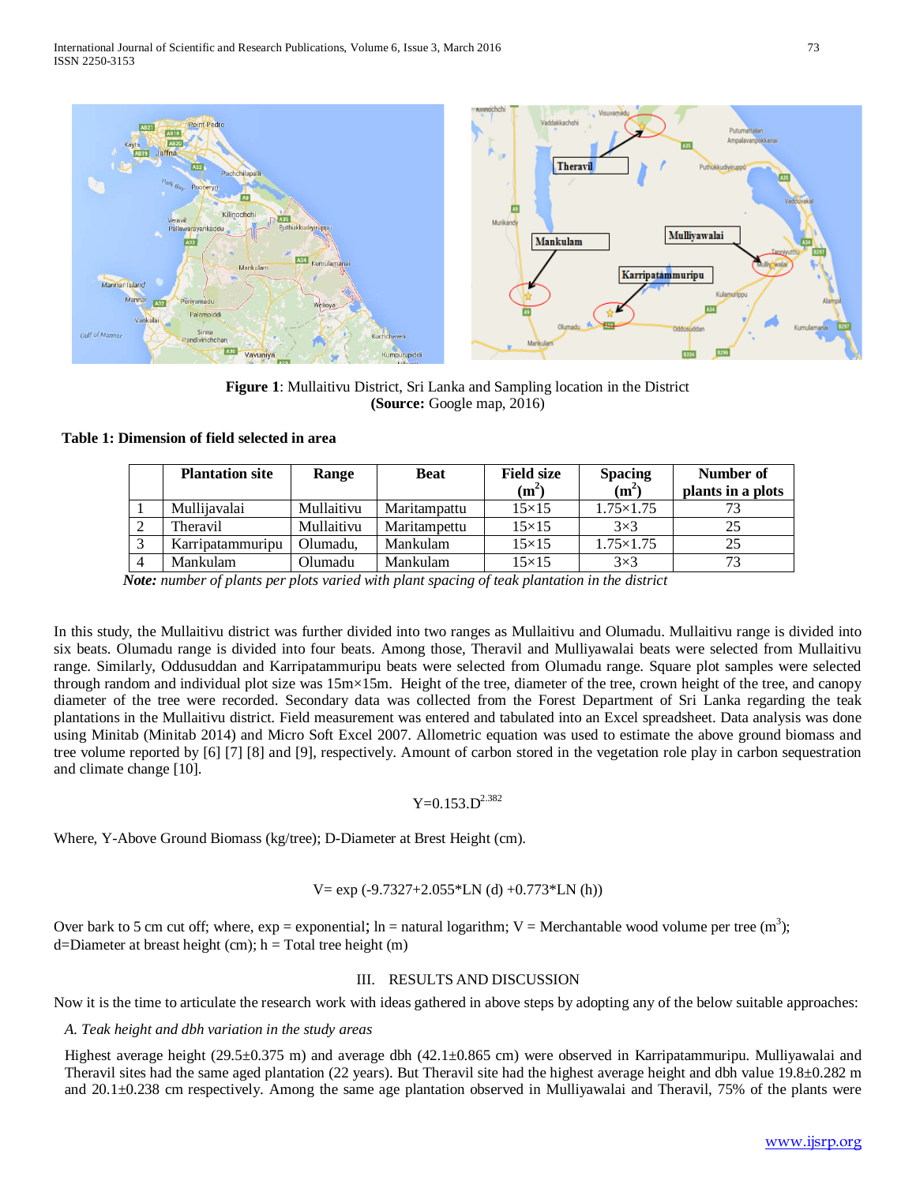**Figure 1**: Mullaitivu District, Sri Lanka and Sampling location in the District
**(Source:** Google map, 2016)

**Table 1: Dimension of field selected in area**

| | Plantation site | Range | Beat | Field size ($m^2$) | Spacing ($m^2$) | Number of plants in a plots |
|---|---|---|---|---|---|---|
| 1 | Mullijavalai | Mullaitivu | Maritampattu | 15×15 | 1.75×1.75 | 73 |
| 2 | Theravil | Mullaitivu | Maritampettu | 15×15 | 3×3 | 25 |
| 3 | Karripatammuripu | Olumadu, | Mankulam | 15×15 | 1.75×1.75 | 25 |
| 4 | Mankulam | Olumadu | Mankulam | 15×15 | 3×3 | 73 |

***Note:** number of plants per plots varied with plant spacing of teak plantation in the district*

In this study, the Mullaitivu district was further divided into two ranges as Mullaitivu and Olumadu. Mullaitivu range is divided into six beats. Olumadu range is divided into four beats. Among those, Theravil and Mulliyawalai beats were selected from Mullaitivu range. Similarly, Oddusuddan and Karripatammuripu beats were selected from Olumadu range. Square plot samples were selected through random and individual plot size was 15m×15m. Height of the tree, diameter of the tree, crown height of the tree, and canopy diameter of the tree were recorded. Secondary data was collected from the Forest Department of Sri Lanka regarding the teak plantations in the Mullaitivu district. Field measurement was entered and tabulated into an Excel spreadsheet. Data analysis was done using Minitab (Minitab 2014) and Micro Soft Excel 2007. Allometric equation was used to estimate the above ground biomass and tree volume reported by [6] [7] [8] and [9], respectively. Amount of carbon stored in the vegetation role play in carbon sequestration and climate change [10].

$$Y=0.153.D^{2.382}$$

Where, Y-Above Ground Biomass (kg/tree); D-Diameter at Brest Height (cm).

$$V= \exp(-9.7327+2.055*\text{LN}(d)+0.773*\text{LN}(h))$$

Over bark to 5 cm cut off; where, exp = exponential; ln = natural logarithm; V = Merchantable wood volume per tree ($m^3$); d=Diameter at breast height (cm); h = Total tree height (m)

## III. RESULTS AND DISCUSSION

Now it is the time to articulate the research work with ideas gathered in above steps by adopting any of the below suitable approaches:

### *A. Teak height and dbh variation in the study areas*

Highest average height (29.5±0.375 m) and average dbh (42.1±0.865 cm) were observed in Karripatammuripu. Mulliyawalai and Theravil sites had the same aged plantation (22 years). But Theravil site had the highest average height and dbh value 19.8±0.282 m and 20.1±0.238 cm respectively. Among the same age plantation observed in Mulliyawalai and Theravil, 75% of the plants were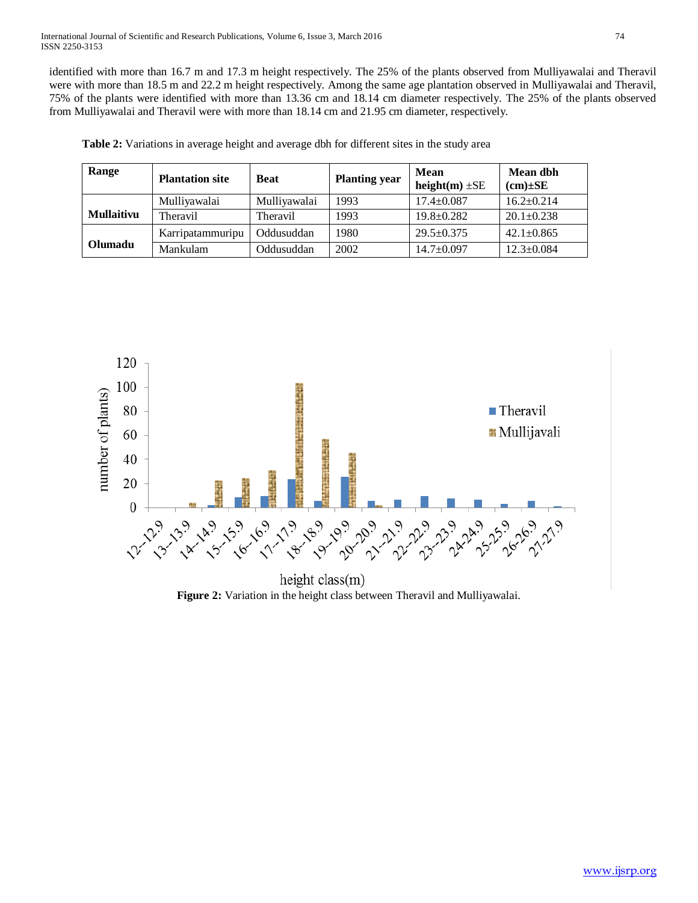identified with more than 16.7 m and 17.3 m height respectively. The 25% of the plants observed from Mulliyawalai and Theravil were with more than 18.5 m and 22.2 m height respectively. Among the same age plantation observed in Mulliyawalai and Theravil, 75% of the plants were identified with more than 13.36 cm and 18.14 cm diameter respectively. The 25% of the plants observed from Mulliyawalai and Theravil were with more than 18.14 cm and 21.95 cm diameter, respectively.

**Table 2:** Variations in average height and average dbh for different sites in the study area

| Range | Plantation site | Beat | Planting year | Mean height(m) ±SE | Mean dbh (cm)±SE |
|---|---|---|---|---|---|
| **Mullaitivu** | Mulliyawalai | Mulliyawalai | 1993 | 17.4±0.087 | 16.2±0.214 |
| | Theravil | Theravil | 1993 | 19.8±0.282 | 20.1±0.238 |
| **Olumadu** | Karripatammuripu | Oddusuddan | 1980 | 29.5±0.375 | 42.1±0.865 |
| | Mankulam | Oddusuddan | 2002 | 14.7±0.097 | 12.3±0.084 |

**Figure 2:** Variation in the height class between Theravil and Mulliyawalai.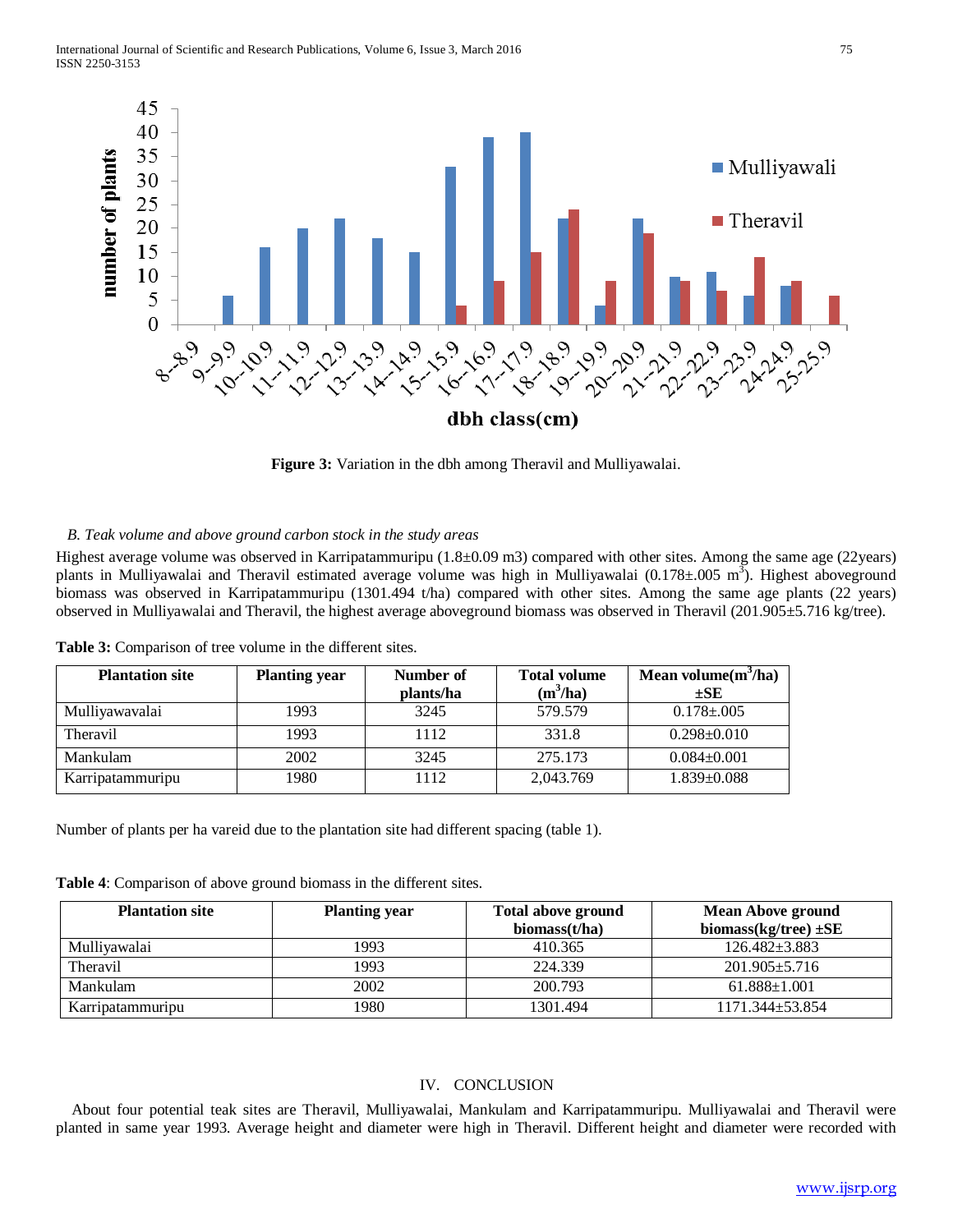Figure 3: Variation in the dbh among Theravil and Mulliyawalai.

### *B. Teak volume and above ground carbon stock in the study areas*

Highest average volume was observed in Karripatammuripu (1.8±0.09 m3) compared with other sites. Among the same age (22years) plants in Mulliyawalai and Theravil estimated average volume was high in Mulliyawalai (0.178±.005 $m^3$). Highest aboveground biomass was observed in Karripatammuripu (1301.494 t/ha) compared with other sites. Among the same age plants (22 years) observed in Mulliyawalai and Theravil, the highest average aboveground biomass was observed in Theravil (201.905±5.716 kg/tree).

**Table 3:** Comparison of tree volume in the different sites.

| Plantation site | Planting year | Number of plants/ha | Total volume ($m^3$/ha) | Mean volume($m^3$/ha) ±SE |
|---|---|---|---|---|
| Mulliyawavalai | 1993 | 3245 | 579.579 | 0.178±.005 |
| Theravil | 1993 | 1112 | 331.8 | 0.298±0.010 |
| Mankulam | 2002 | 3245 | 275.173 | 0.084±0.001 |
| Karripatammuripu | 1980 | 1112 | 2,043.769 | 1.839±0.088 |

Number of plants per ha vareid due to the plantation site had different spacing (table 1).

**Table 4**: Comparison of above ground biomass in the different sites.

| Plantation site | Planting year | Total above ground biomass(t/ha) | Mean Above ground biomass(kg/tree) ±SE |
|---|---|---|---|
| Mulliyawalai | 1993 | 410.365 | 126.482±3.883 |
| Theravil | 1993 | 224.339 | 201.905±5.716 |
| Mankulam | 2002 | 200.793 | 61.888±1.001 |
| Karripatammuripu | 1980 | 1301.494 | 1171.344±53.854 |

## IV. CONCLUSION

About four potential teak sites are Theravil, Mulliyawalai, Mankulam and Karripatammuripu. Mulliyawalai and Theravil were planted in same year 1993. Average height and diameter were high in Theravil. Different height and diameter were recorded with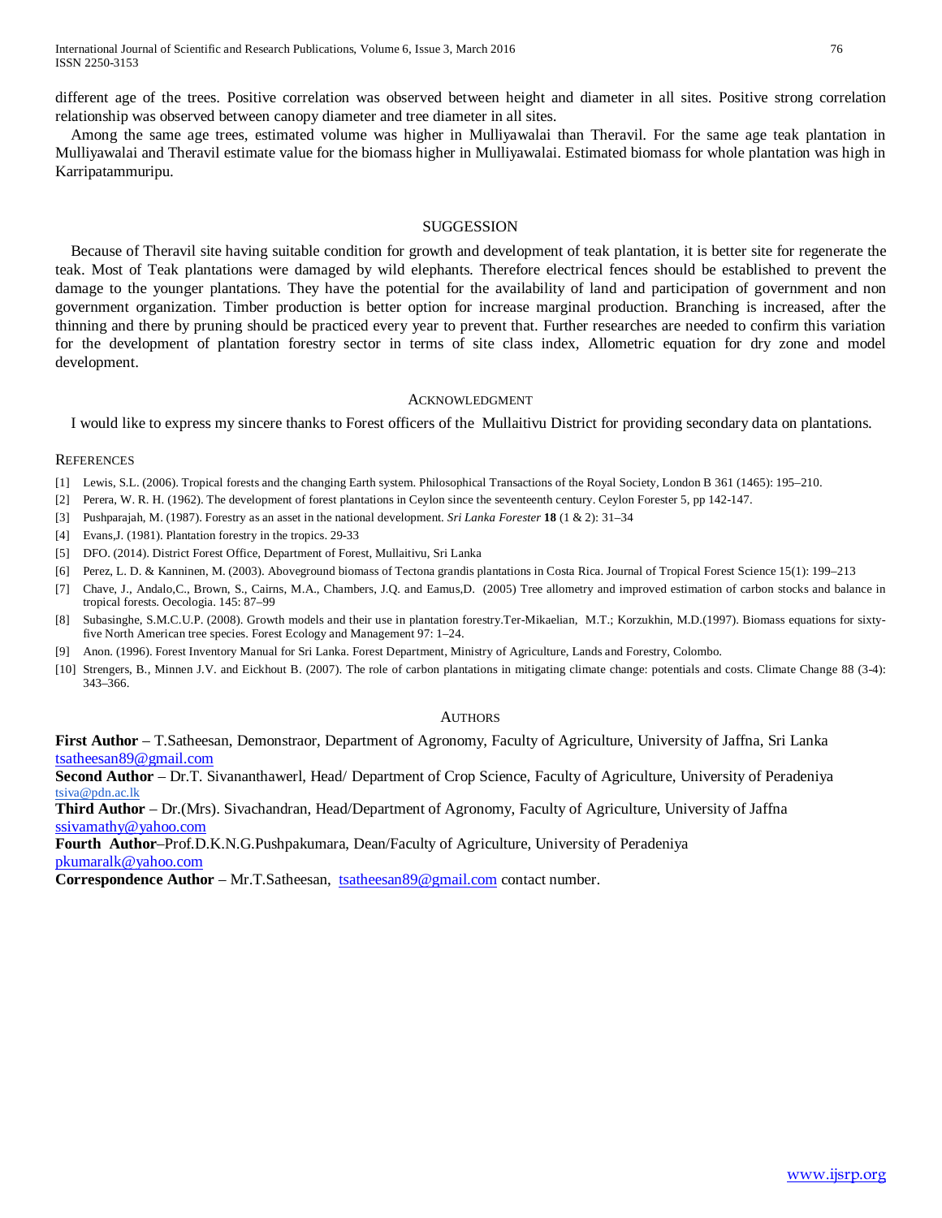different age of the trees. Positive correlation was observed between height and diameter in all sites. Positive strong correlation relationship was observed between canopy diameter and tree diameter in all sites.

Among the same age trees, estimated volume was higher in Mulliyawalai than Theravil. For the same age teak plantation in Mulliyawalai and Theravil estimate value for the biomass higher in Mulliyawalai. Estimated biomass for whole plantation was high in Karripatammuripu.

## SUGGESSION

Because of Theravil site having suitable condition for growth and development of teak plantation, it is better site for regenerate the teak. Most of Teak plantations were damaged by wild elephants. Therefore electrical fences should be established to prevent the damage to the younger plantations. They have the potential for the availability of land and participation of government and non government organization. Timber production is better option for increase marginal production. Branching is increased, after the thinning and there by pruning should be practiced every year to prevent that. Further researches are needed to confirm this variation for the development of plantation forestry sector in terms of site class index, Allometric equation for dry zone and model development.

## ACKNOWLEDGMENT

I would like to express my sincere thanks to Forest officers of the Mullaitivu District for providing secondary data on plantations.

## REFERENCES

[1] Lewis, S.L. (2006). Tropical forests and the changing Earth system. Philosophical Transactions of the Royal Society, London B 361 (1465): 195–210.

[2] Perera, W. R. H. (1962). The development of forest plantations in Ceylon since the seventeenth century. Ceylon Forester 5, pp 142-147.

[3] Pushparajah, M. (1987). Forestry as an asset in the national development. *Sri Lanka Forester* **18** (1 & 2): 31–34

[4] Evans,J. (1981). Plantation forestry in the tropics. 29-33

[5] DFO. (2014). District Forest Office, Department of Forest, Mullaitivu, Sri Lanka

[6] Perez, L. D. & Kanninen, M. (2003). Aboveground biomass of Tectona grandis plantations in Costa Rica. Journal of Tropical Forest Science 15(1): 199–213

[7] Chave, J., Andalo,C., Brown, S., Cairns, M.A., Chambers, J.Q. and Eamus,D. (2005) Tree allometry and improved estimation of carbon stocks and balance in tropical forests. Oecologia. 145: 87–99

[8] Subasinghe, S.M.C.U.P. (2008). Growth models and their use in plantation forestry.Ter-Mikaelian, M.T.; Korzukhin, M.D.(1997). Biomass equations for sixty-five North American tree species. Forest Ecology and Management 97: 1–24.

[9] Anon. (1996). Forest Inventory Manual for Sri Lanka. Forest Department, Ministry of Agriculture, Lands and Forestry, Colombo.

[10] Strengers, B., Minnen J.V. and Eickhout B. (2007). The role of carbon plantations in mitigating climate change: potentials and costs. Climate Change 88 (3-4): 343–366.

## AUTHORS

**First Author** – T.Satheesan, Demonstraor, Department of Agronomy, Faculty of Agriculture, University of Jaffna, Sri Lanka tsatheesan89@gmail.com

**Second Author** – Dr.T. Sivananthawerl, Head/ Department of Crop Science, Faculty of Agriculture, University of Peradeniya tsiva@pdn.ac.lk

**Third Author** – Dr.(Mrs). Sivachandran, Head/Department of Agronomy, Faculty of Agriculture, University of Jaffna ssivamathy@yahoo.com

**Fourth Author**–Prof.D.K.N.G.Pushpakumara, Dean/Faculty of Agriculture, University of Peradeniya pkumaralk@yahoo.com

**Correspondence Author** – Mr.T.Satheesan, tsatheesan89@gmail.com contact number.